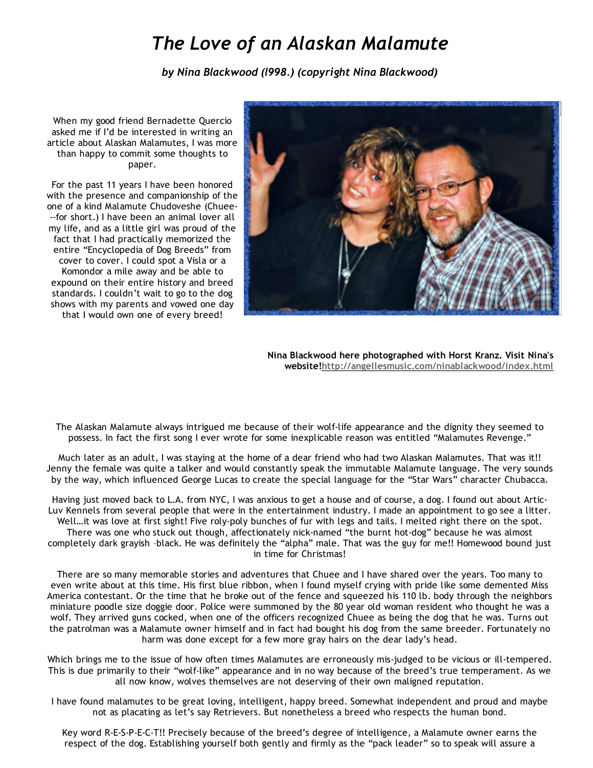# *The Love of an Alaskan Malamute*

***by Nina Blackwood (l998.) (copyright Nina Blackwood)***

When my good friend Bernadette Quercio asked me if I'd be interested in writing an article about Alaskan Malamutes, I was more than happy to commit some thoughts to paper.

For the past 11 years I have been honored with the presence and companionship of the one of a kind Malamute Chudoveshe (Chuee---for short.) I have been an animal lover all my life, and as a little girl was proud of the fact that I had practically memorized the entire "Encyclopedia of Dog Breeds" from cover to cover. I could spot a Visla or a Komondor a mile away and be able to expound on their entire history and breed standards. I couldn't wait to go to the dog shows with my parents and vowed one day that I would own one of every breed!

**Nina Blackwood here photographed with Horst Kranz. Visit Nina's website!http://angellesmusic.com/ninablackwood/index.html**

The Alaskan Malamute always intrigued me because of their wolf-life appearance and the dignity they seemed to possess. In fact the first song I ever wrote for some inexplicable reason was entitled "Malamutes Revenge."

Much later as an adult, I was staying at the home of a dear friend who had two Alaskan Malamutes. That was it!! Jenny the female was quite a talker and would constantly speak the immutable Malamute language. The very sounds by the way, which influenced George Lucas to create the special language for the "Star Wars" character Chubacca.

Having just moved back to L.A. from NYC, I was anxious to get a house and of course, a dog. I found out about Artic-Luv Kennels from several people that were in the entertainment industry. I made an appointment to go see a litter. Well…it was love at first sight! Five roly-poly bunches of fur with legs and tails. I melted right there on the spot. There was one who stuck out though, affectionately nick-named "the burnt hot-dog" because he was almost completely dark grayish –black. He was definitely the "alpha" male. That was the guy for me!! Homewood bound just in time for Christmas!

There are so many memorable stories and adventures that Chuee and I have shared over the years. Too many to even write about at this time. His first blue ribbon, when I found myself crying with pride like some demented Miss America contestant. Or the time that he broke out of the fence and squeezed his 110 lb. body through the neighbors miniature poodle size doggie door. Police were summoned by the 80 year old woman resident who thought he was a wolf. They arrived guns cocked, when one of the officers recognized Chuee as being the dog that he was. Turns out the patrolman was a Malamute owner himself and in fact had bought his dog from the same breeder. Fortunately no harm was done except for a few more gray hairs on the dear lady's head.

Which brings me to the issue of how often times Malamutes are erroneously mis-judged to be vicious or ill-tempered. This is due primarily to their "wolf-like" appearance and in no way because of the breed's true temperament. As we all now know, wolves themselves are not deserving of their own maligned reputation.

I have found malamutes to be great loving, intelligent, happy breed. Somewhat independent and proud and maybe not as placating as let's say Retrievers. But nonetheless a breed who respects the human bond.

Key word R-E-S-P-E-C-T!! Precisely because of the breed's degree of intelligence, a Malamute owner earns the respect of the dog. Establishing yourself both gently and firmly as the "pack leader" so to speak will assure a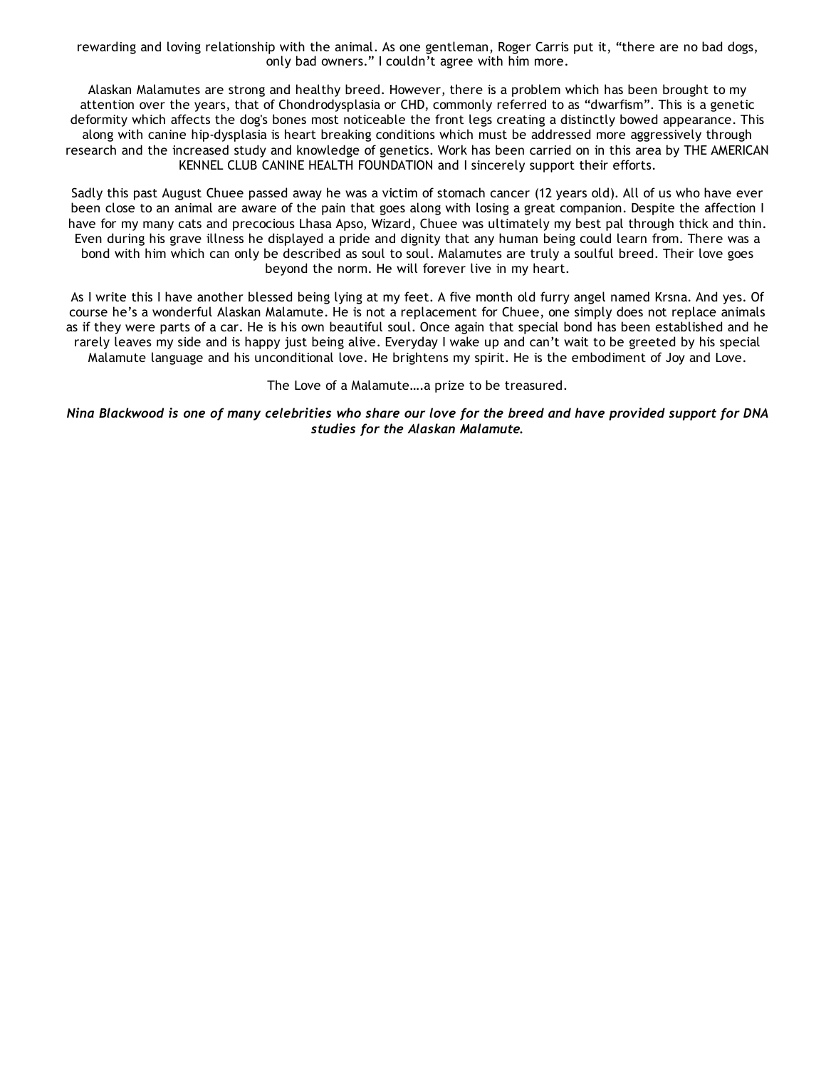rewarding and loving relationship with the animal. As one gentleman, Roger Carris put it, “there are no bad dogs, only bad owners.” I couldn’t agree with him more.

Alaskan Malamutes are strong and healthy breed. However, there is a problem which has been brought to my attention over the years, that of Chondrodysplasia or CHD, commonly referred to as “dwarfism”. This is a genetic deformity which affects the dog's bones most noticeable the front legs creating a distinctly bowed appearance. This along with canine hip-dysplasia is heart breaking conditions which must be addressed more aggressively through research and the increased study and knowledge of genetics. Work has been carried on in this area by THE AMERICAN KENNEL CLUB CANINE HEALTH FOUNDATION and I sincerely support their efforts.

Sadly this past August Chuee passed away he was a victim of stomach cancer (12 years old). All of us who have ever been close to an animal are aware of the pain that goes along with losing a great companion. Despite the affection I have for my many cats and precocious Lhasa Apso, Wizard, Chuee was ultimately my best pal through thick and thin. Even during his grave illness he displayed a pride and dignity that any human being could learn from. There was a bond with him which can only be described as soul to soul. Malamutes are truly a soulful breed. Their love goes beyond the norm. He will forever live in my heart.

As I write this I have another blessed being lying at my feet. A five month old furry angel named Krsna. And yes. Of course he’s a wonderful Alaskan Malamute. He is not a replacement for Chuee, one simply does not replace animals as if they were parts of a car. He is his own beautiful soul. Once again that special bond has been established and he rarely leaves my side and is happy just being alive. Everyday I wake up and can’t wait to be greeted by his special Malamute language and his unconditional love. He brightens my spirit. He is the embodiment of Joy and Love.

The Love of a Malamute….a prize to be treasured.

***Nina Blackwood is one of many celebrities who share our love for the breed and have provided support for DNA studies for the Alaskan Malamute.***